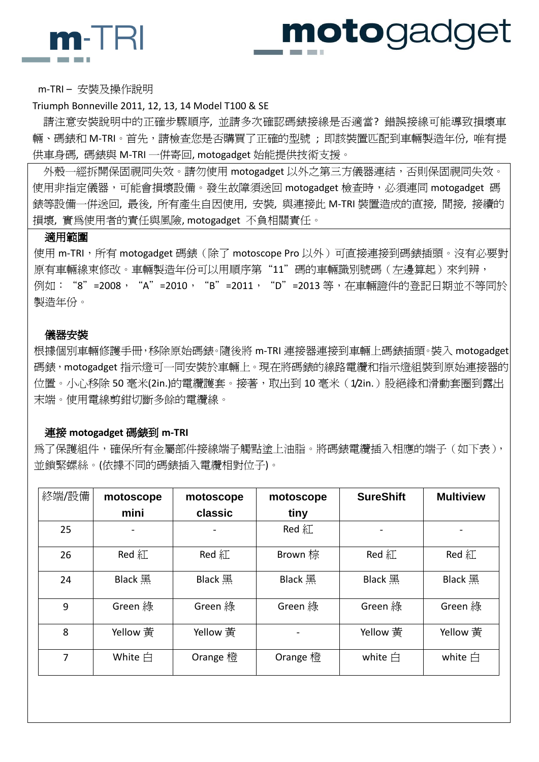m-TRI　　　　　　　　　　motogadget

m-TRI – 安裝及操作說明

Triumph Bonneville 2011, 12, 13, 14 Model T100 & SE

請注意安裝說明中的正確步驟順序, 並請多次確認碼錶接線是否適當? 錯誤接線可能導致損壞車輛、碼錶和 M-TRI。首先，請檢查您是否購買了正確的型號 ；即該裝置匹配到車輛製造年份, 唯有提供車身碼, 碼錶與 M-TRI 一併寄回, motogadget 始能提供技術支援。

外殼一經拆開保固視同失效。請勿使用 motogadget 以外之第三方儀器連結，否則保固視同失效。使用非指定儀器，可能會損壞設備。發生故障須送回 motogadget 檢查時，必須連同 motogadget 碼錶等設備一併送回, 最後, 所有產生自因使用, 安裝, 與連接此 M-TRI 裝置造成的直接, 間接, 接續的損壞, 實爲使用者的責任與風險, motogadget 不負相關責任。

### 適用範圍

使用 m-TRI，所有 motogadget 碼錶（除了 motoscope Pro 以外）可直接連接到碼錶插頭。沒有必要對原有車輛線束修改。車輛製造年份可以用順序第 "11" 碼的車輛識別號碼（左邊算起）來判辨，例如： "8" =2008， "A" =2010， "B" =2011， "D" =2013 等，在車輛證件的登記日期並不等同於製造年份。

### 儀器安裝

根據個別車輛修護手冊，移除原始碼錶。隨後將 m-TRI 連接器連接到車輛上碼錶插頭。裝入 motogadget 碼錶，motogadget 指示燈可一同安裝於車輛上。現在將碼錶的線路電纜和指示燈組裝到原始連接器的位置。小心移除 50 毫米(2in.)的電纜護套。接著，取出到 10 毫米（1/2in.）股絕緣和滑動套圈到露出末端。使用電線剪鉗切斷多餘的電纜線。

### 連接 motogadget 碼錶到 m-TRI

爲了保護組件，確保所有金屬部件接線端子觸點塗上油脂。將碼錶電纜插入相應的端子（如下表），並鎖緊螺絲。(依據不同的碼錶插入電纜相對位子)。

| 終端/設備 | motoscope mini | motoscope classic | motoscope tiny | SureShift | Multiview |
|---|---|---|---|---|---|
| 25 | - | - | Red 紅 | - | - |
| 26 | Red 紅 | Red 紅 | Brown 棕 | Red 紅 | Red 紅 |
| 24 | Black 黑 | Black 黑 | Black 黑 | Black 黑 | Black 黑 |
| 9 | Green 綠 | Green 綠 | Green 綠 | Green 綠 | Green 綠 |
| 8 | Yellow 黃 | Yellow 黃 | - | Yellow 黃 | Yellow 黃 |
| 7 | White 白 | Orange 橙 | Orange 橙 | white 白 | white 白 |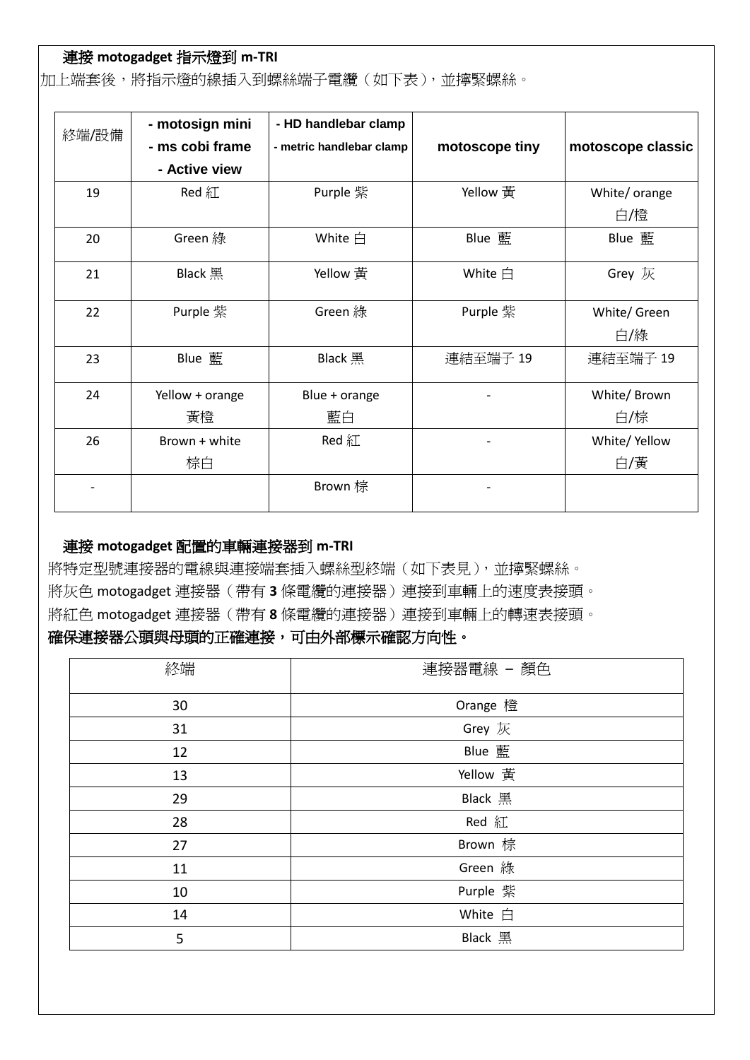### 連接 motogadget 指示燈到 m-TRI

加上端套後，將指示燈的線插入到螺絲端子電纜（如下表），並擰緊螺絲。

| 終端/設備 | - motosign mini<br>- ms cobi frame<br>- Active view | - HD handlebar clamp<br>- metric handlebar clamp | motoscope tiny | motoscope classic |
|---|---|---|---|---|
| 19 | Red 紅 | Purple 紫 | Yellow 黃 | White/ orange 白/橙 |
| 20 | Green 綠 | White 白 | Blue 藍 | Blue 藍 |
| 21 | Black 黑 | Yellow 黃 | White 白 | Grey 灰 |
| 22 | Purple 紫 | Green 綠 | Purple 紫 | White/ Green 白/綠 |
| 23 | Blue 藍 | Black 黑 | 連結至端子 19 | 連結至端子 19 |
| 24 | Yellow + orange 黃橙 | Blue + orange 藍白 | - | White/ Brown 白/棕 |
| 26 | Brown + white 棕白 | Red 紅 | - | White/ Yellow 白/黃 |
| - | | Brown 棕 | - | |

### 連接 motogadget 配置的車輛連接器到 m-TRI

將特定型號連接器的電線與連接端套插入螺絲型終端（如下表見），並擰緊螺絲。

將灰色 motogadget 連接器（帶有 **3** 條電纜的連接器）連接到車輛上的速度表接頭。

將紅色 motogadget 連接器（帶有 **8** 條電纜的連接器）連接到車輛上的轉速表接頭。

**確保連接器公頭與母頭的正確連接，可由外部標示確認方向性。**

| 終端 | 連接器電線 – 顏色 |
|---|---|
| 30 | Orange 橙 |
| 31 | Grey 灰 |
| 12 | Blue 藍 |
| 13 | Yellow 黃 |
| 29 | Black 黑 |
| 28 | Red 紅 |
| 27 | Brown 棕 |
| 11 | Green 綠 |
| 10 | Purple 紫 |
| 14 | White 白 |
| 5 | Black 黑 |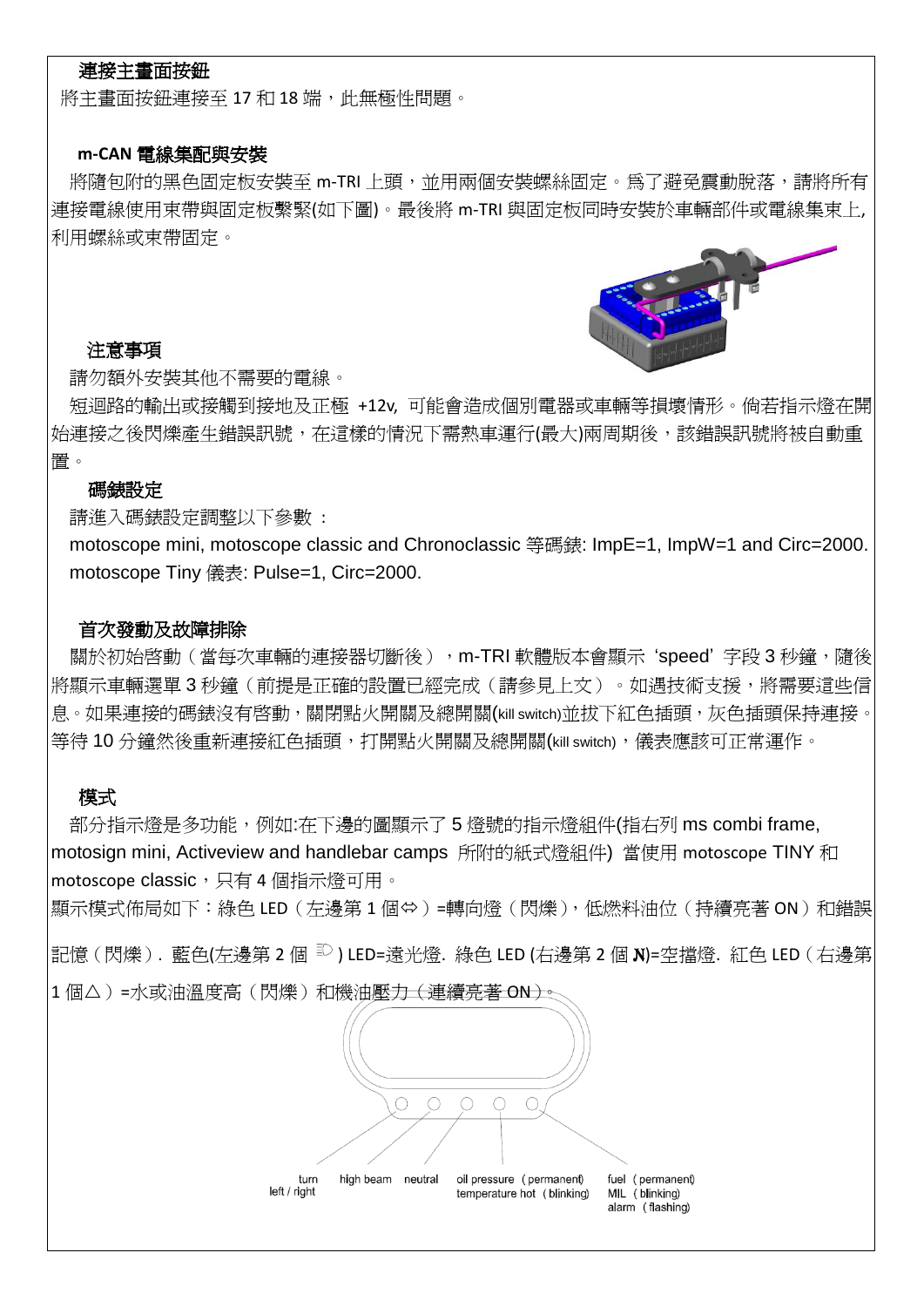### 連接主畫面按鈕

將主畫面按鈕連接至 17 和 18 端，此無極性問題。

### m-CAN 電線集配與安裝

將隨包附的黑色固定板安裝至 m-TRI 上頭，並用兩個安裝螺絲固定。爲了避免震動脫落，請將所有連接電線使用束帶與固定板繫緊(如下圖)。最後將 m-TRI 與固定板同時安裝於車輛部件或電線集束上, 利用螺絲或束帶固定。

### 注意事項

請勿額外安裝其他不需要的電線。

短迴路的輸出或接觸到接地及正極 +12v, 可能會造成個別電器或車輛等損壞情形。倘若指示燈在開始連接之後閃爍產生錯誤訊號，在這樣的情況下需熱車運行(最大)兩周期後，該錯誤訊號將被自動重置。

### 碼錶設定

請進入碼錶設定調整以下參數 :

motoscope mini, motoscope classic and Chronoclassic 等碼錶: ImpE=1, ImpW=1 and Circ=2000.

motoscope Tiny 儀表: Pulse=1, Circ=2000.

### 首次發動及故障排除

關於初始啓動（當每次車輛的連接器切斷後），m-TRI 軟體版本會顯示 'speed' 字段 3 秒鐘，隨後將顯示車輛選單 3 秒鐘（前提是正確的設置已經完成（請參見上文）。如遇技術支援，將需要這些信息。如果連接的碼錶沒有啓動，關閉點火開關及總開關(kill switch)並拔下紅色插頭，灰色插頭保持連接。等待 10 分鐘然後重新連接紅色插頭，打開點火開關及總開關(kill switch)，儀表應該可正常運作。

### 模式

部分指示燈是多功能，例如:在下邊的圖顯示了 5 燈號的指示燈組件(指右列 ms combi frame, motosign mini, Activeview and handlebar camps 所附的紙式燈組件) 當使用 motoscope TINY 和 motoscope classic，只有 4 個指示燈可用。

顯示模式佈局如下：綠色 LED（左邊第 1 個⬄）=轉向燈（閃爍)，低燃料油位（持續亮著 ON）和錯誤記憶（閃爍). 藍色(左邊第 2 個 ☰D ) LED=遠光燈. 綠色 LED (右邊第 2 個 N)=空擋燈. 紅色 LED（右邊第 1 個△）=水或油溫度高（閃爍）和機油壓力（連續亮著 ON）。

turn left / right | high beam | neutral | oil pressure (permanent) temperature hot (blinking) | fuel (permanent) MIL (blinking) alarm (flashing)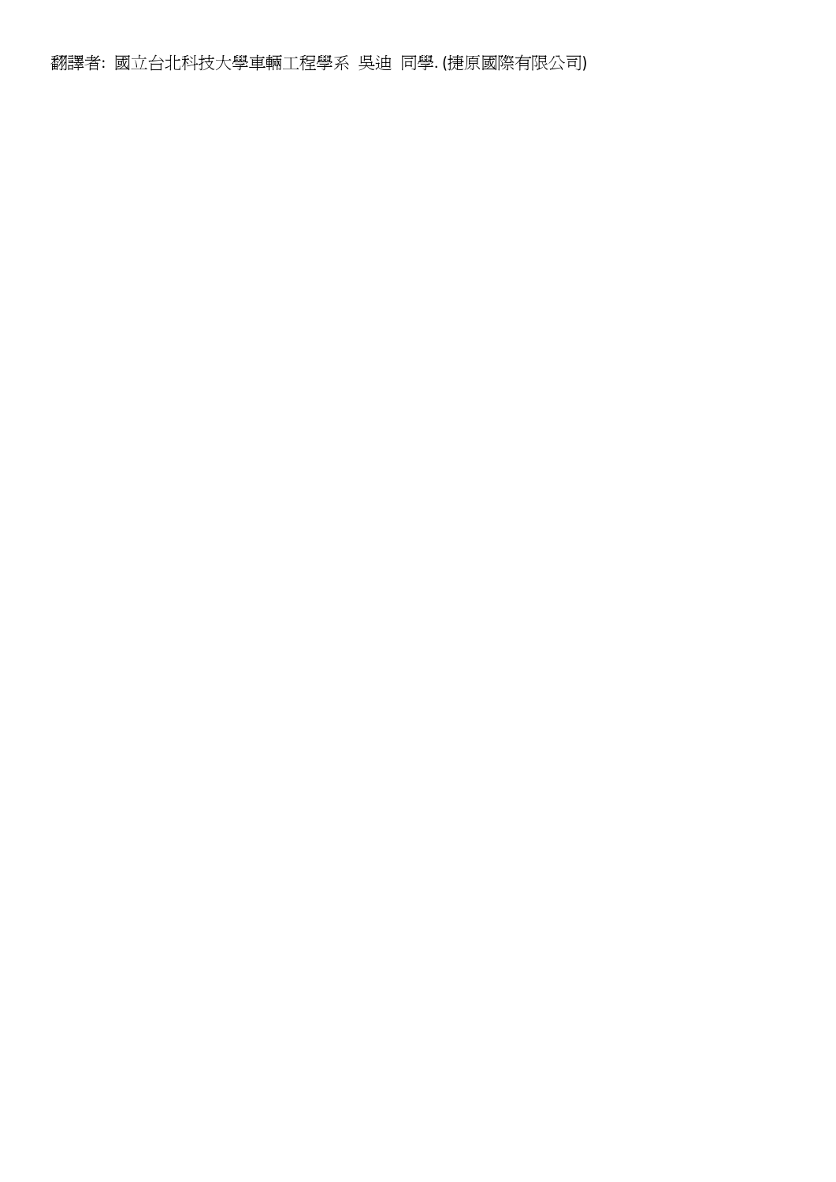翻譯者: 國立台北科技大學車輛工程學系 吳迪 同學. (捷原國際有限公司)